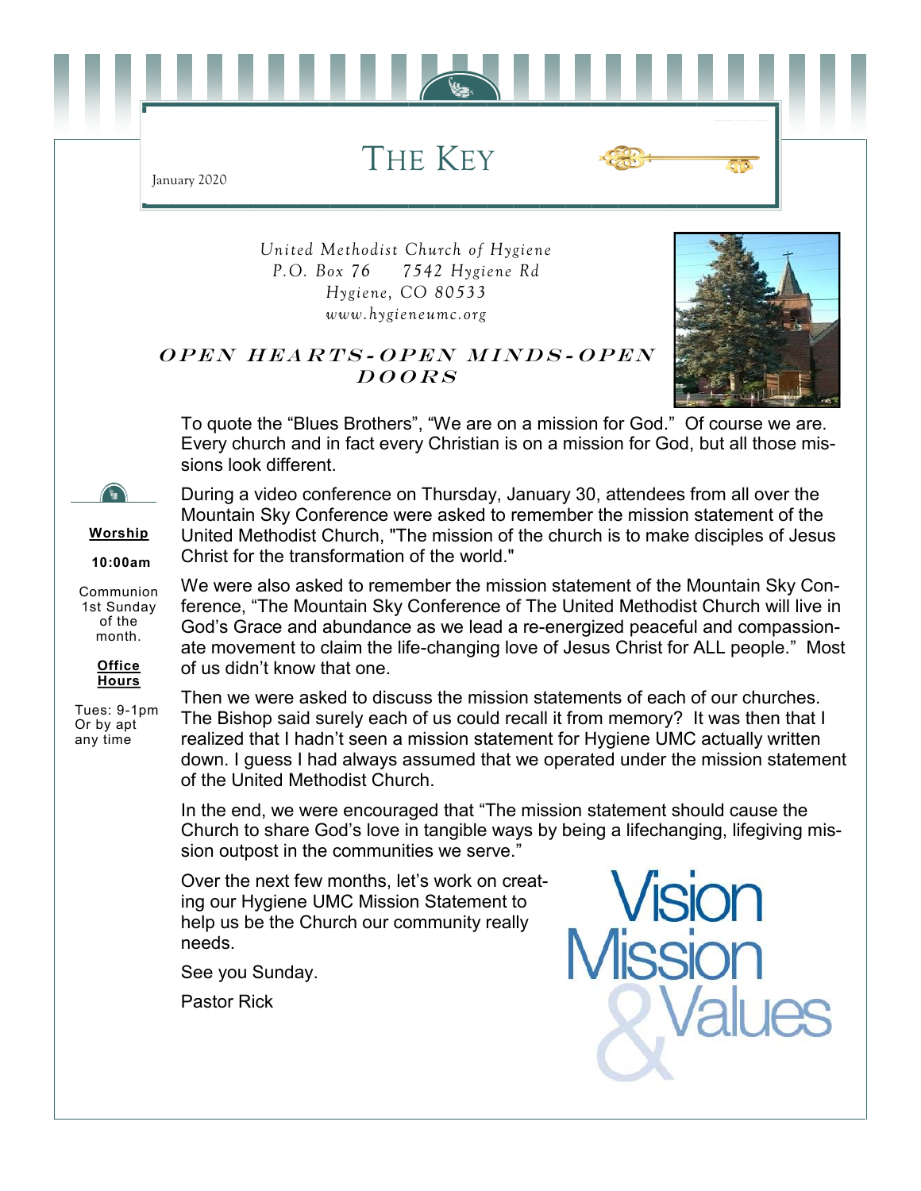# THE KEY

January 2020

*United Methodist Church of Hygiene*
*P.O. Box 76     7542 Hygiene Rd*
*Hygiene, CO 80533*
*www.hygieneumc.org*

## OPEN HEARTS-OPEN MINDS-OPEN DOORS

**Worship**

**10:00am**

Communion 1st Sunday of the month.

**Office Hours**

Tues: 9-1pm
Or by apt any time

To quote the "Blues Brothers", "We are on a mission for God." Of course we are. Every church and in fact every Christian is on a mission for God, but all those missions look different.

During a video conference on Thursday, January 30, attendees from all over the Mountain Sky Conference were asked to remember the mission statement of the United Methodist Church, "The mission of the church is to make disciples of Jesus Christ for the transformation of the world."

We were also asked to remember the mission statement of the Mountain Sky Conference, "The Mountain Sky Conference of The United Methodist Church will live in God's Grace and abundance as we lead a re-energized peaceful and compassionate movement to claim the life-changing love of Jesus Christ for ALL people." Most of us didn't know that one.

Then we were asked to discuss the mission statements of each of our churches. The Bishop said surely each of us could recall it from memory? It was then that I realized that I hadn't seen a mission statement for Hygiene UMC actually written down. I guess I had always assumed that we operated under the mission statement of the United Methodist Church.

In the end, we were encouraged that "The mission statement should cause the Church to share God's love in tangible ways by being a lifechanging, lifegiving mission outpost in the communities we serve."

Over the next few months, let's work on creating our Hygiene UMC Mission Statement to help us be the Church our community really needs.

See you Sunday.

Pastor Rick

Vision
Mission
& Values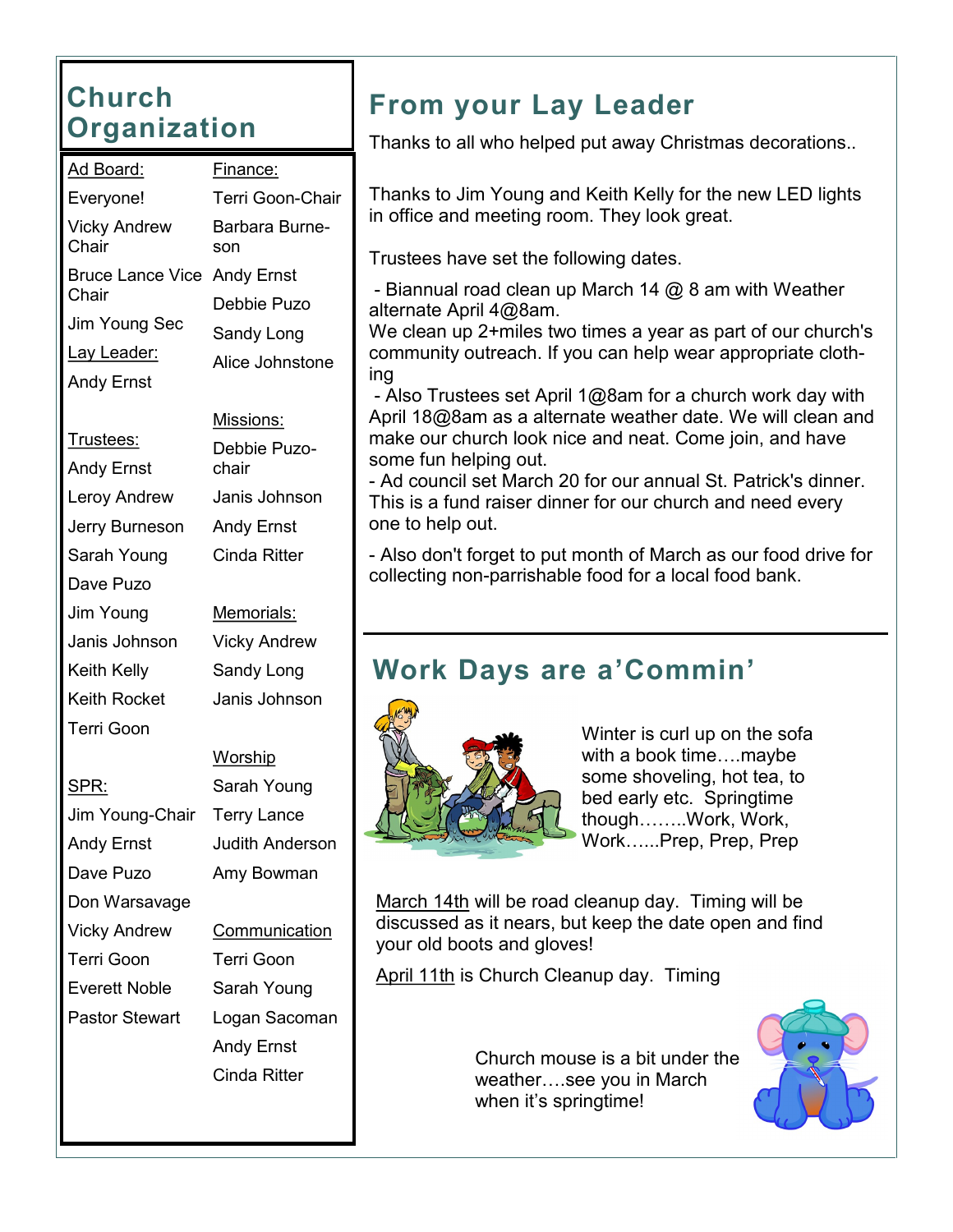## Church Organization

Ad Board:

Everyone!

Vicky Andrew Chair

Bruce Lance Vice Chair

Jim Young Sec

Lay Leader:

Andy Ernst

Trustees:

Andy Ernst

Leroy Andrew

Jerry Burneson

Sarah Young

Dave Puzo

Jim Young

Janis Johnson

Keith Kelly

Keith Rocket

Terri Goon

SPR:

Jim Young-Chair

Andy Ernst

Dave Puzo

Don Warsavage

Vicky Andrew

Terri Goon

Everett Noble

Pastor Stewart

Finance:

Terri Goon-Chair

Barbara Burne-son

Andy Ernst

Debbie Puzo

Sandy Long

Alice Johnstone

Missions:

Debbie Puzo-chair

Janis Johnson

Andy Ernst

Cinda Ritter

Memorials:

Vicky Andrew

Sandy Long

Janis Johnson

Worship

Sarah Young

Terry Lance

Judith Anderson

Amy Bowman

Communication

Terri Goon

Sarah Young

Logan Sacoman

Andy Ernst

Cinda Ritter

## From your Lay Leader

Thanks to all who helped put away Christmas decorations..

Thanks to Jim Young and Keith Kelly for the new LED lights in office and meeting room. They look great.

Trustees have set the following dates.

- Biannual road clean up March 14 @ 8 am with Weather alternate April 4@8am.

We clean up 2+miles two times a year as part of our church's community outreach. If you can help wear appropriate clothing

- Also Trustees set April 1@8am for a church work day with April 18@8am as a alternate weather date. We will clean and make our church look nice and neat. Come join, and have some fun helping out.
- Ad council set March 20 for our annual St. Patrick's dinner. This is a fund raiser dinner for our church and need every one to help out.

- Also don't forget to put month of March as our food drive for collecting non-parrishable food for a local food bank.

## Work Days are a'Commin'

Winter is curl up on the sofa with a book time….maybe some shoveling, hot tea, to bed early etc. Springtime though……..Work, Work, Work…...Prep, Prep, Prep

March 14th will be road cleanup day. Timing will be discussed as it nears, but keep the date open and find your old boots and gloves!

April 11th is Church Cleanup day. Timing

Church mouse is a bit under the weather….see you in March when it's springtime!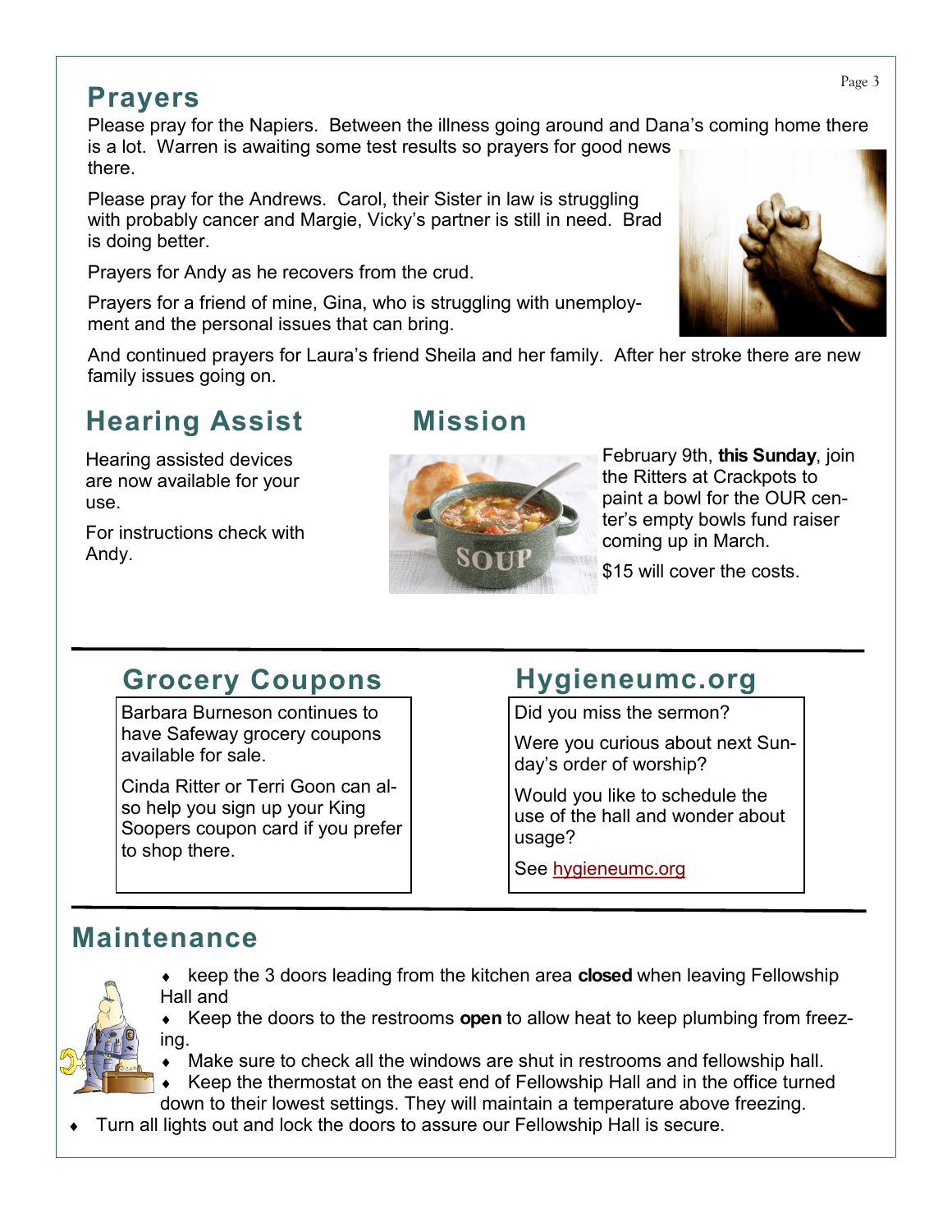## Prayers

Please pray for the Napiers. Between the illness going around and Dana's coming home there is a lot. Warren is awaiting some test results so prayers for good news there.

Please pray for the Andrews. Carol, their Sister in law is struggling with probably cancer and Margie, Vicky's partner is still in need. Brad is doing better.

Prayers for Andy as he recovers from the crud.

Prayers for a friend of mine, Gina, who is struggling with unemployment and the personal issues that can bring.

And continued prayers for Laura's friend Sheila and her family. After her stroke there are new family issues going on.

## Hearing Assist

Hearing assisted devices are now available for your use.

For instructions check with Andy.

## Mission

February 9th, **this Sunday**, join the Ritters at Crackpots to paint a bowl for the OUR center's empty bowls fund raiser coming up in March.

$15 will cover the costs.

## Grocery Coupons

Barbara Burneson continues to have Safeway grocery coupons available for sale.

Cinda Ritter or Terri Goon can also help you sign up your King Soopers coupon card if you prefer to shop there.

## Hygieneumc.org

Did you miss the sermon?

Were you curious about next Sunday's order of worship?

Would you like to schedule the use of the hall and wonder about usage?

See hygieneumc.org

## Maintenance

- keep the 3 doors leading from the kitchen area **closed** when leaving Fellowship Hall and
- Keep the doors to the restrooms **open** to allow heat to keep plumbing from freezing.
- Make sure to check all the windows are shut in restrooms and fellowship hall.
- Keep the thermostat on the east end of Fellowship Hall and in the office turned down to their lowest settings. They will maintain a temperature above freezing.
- Turn all lights out and lock the doors to assure our Fellowship Hall is secure.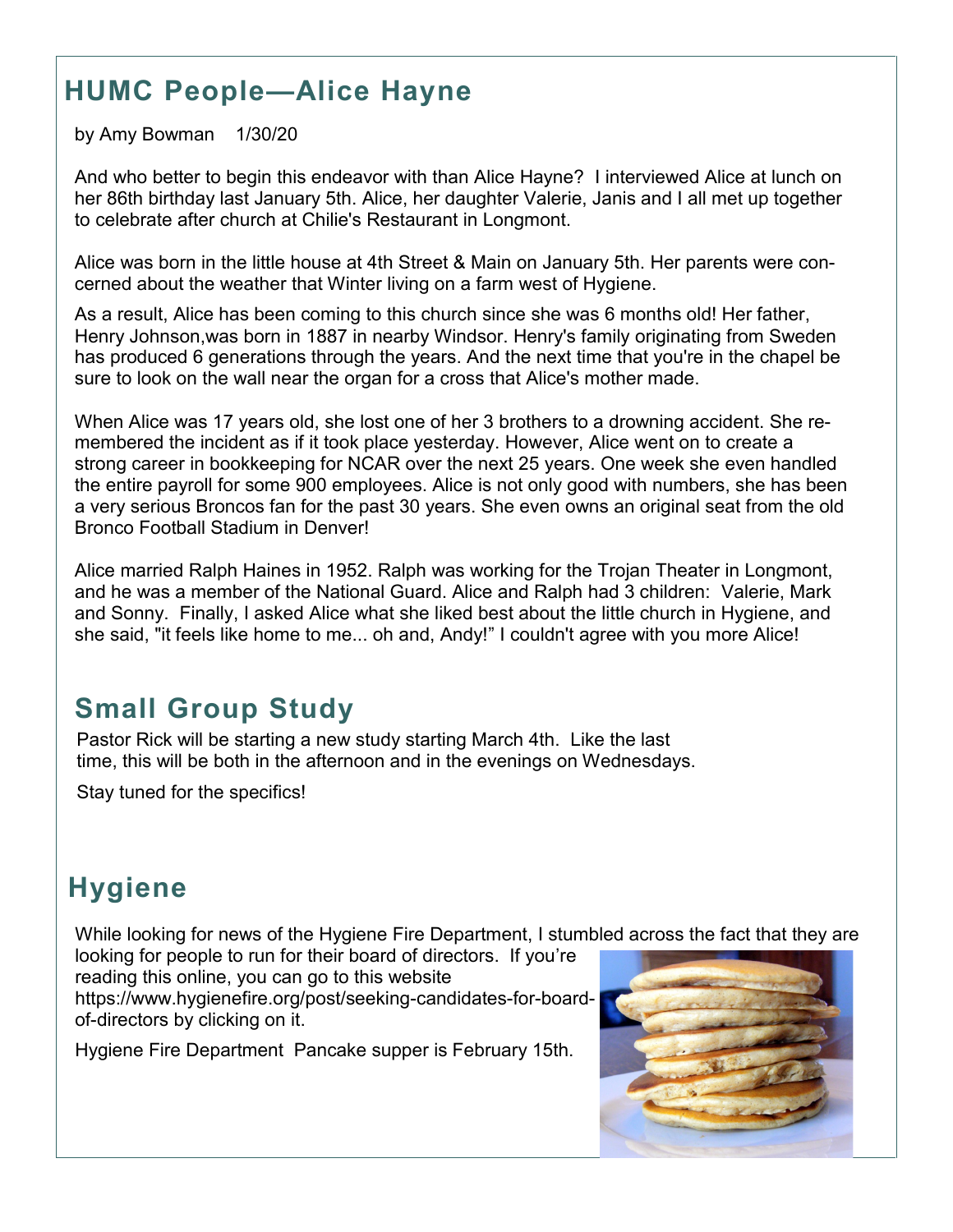## HUMC People—Alice Hayne

by Amy Bowman    1/30/20

And who better to begin this endeavor with than Alice Hayne? I interviewed Alice at lunch on her 86th birthday last January 5th. Alice, her daughter Valerie, Janis and I all met up together to celebrate after church at Chilie's Restaurant in Longmont.

Alice was born in the little house at 4th Street & Main on January 5th. Her parents were concerned about the weather that Winter living on a farm west of Hygiene.

As a result, Alice has been coming to this church since she was 6 months old! Her father, Henry Johnson,was born in 1887 in nearby Windsor. Henry's family originating from Sweden has produced 6 generations through the years. And the next time that you're in the chapel be sure to look on the wall near the organ for a cross that Alice's mother made.

When Alice was 17 years old, she lost one of her 3 brothers to a drowning accident. She remembered the incident as if it took place yesterday. However, Alice went on to create a strong career in bookkeeping for NCAR over the next 25 years. One week she even handled the entire payroll for some 900 employees. Alice is not only good with numbers, she has been a very serious Broncos fan for the past 30 years. She even owns an original seat from the old Bronco Football Stadium in Denver!

Alice married Ralph Haines in 1952. Ralph was working for the Trojan Theater in Longmont, and he was a member of the National Guard. Alice and Ralph had 3 children: Valerie, Mark and Sonny. Finally, I asked Alice what she liked best about the little church in Hygiene, and she said, "it feels like home to me... oh and, Andy!" I couldn't agree with you more Alice!

## Small Group Study

Pastor Rick will be starting a new study starting March 4th. Like the last time, this will be both in the afternoon and in the evenings on Wednesdays.

Stay tuned for the specifics!

## Hygiene

While looking for news of the Hygiene Fire Department, I stumbled across the fact that they are looking for people to run for their board of directors. If you're reading this online, you can go to this website https://www.hygienefire.org/post/seeking-candidates-for-board-of-directors by clicking on it.

Hygiene Fire Department Pancake supper is February 15th.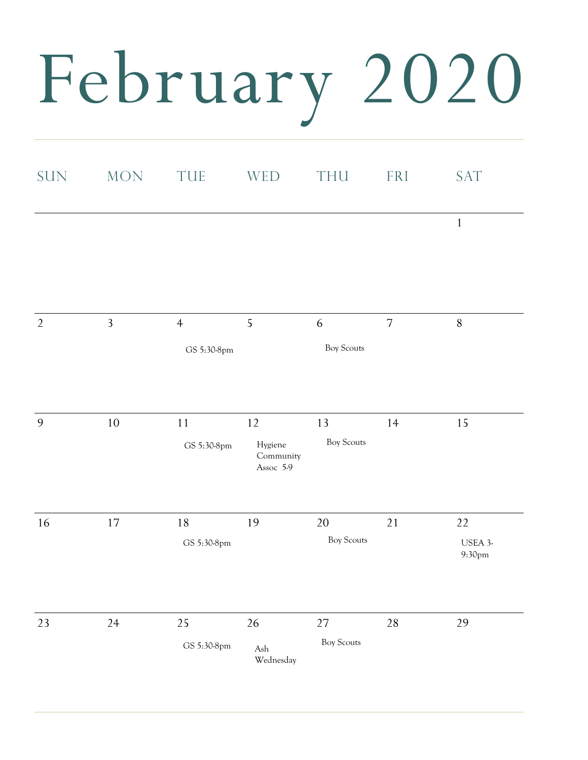# February 2020

| SUN | MON | TUE | WED | THU | FRI | SAT |
|---|---|---|---|---|---|---|
| | | | | | | 1 |
| 2 | 3 | 4<br>GS 5:30-8pm | 5 | 6<br>Boy Scouts | 7 | 8 |
| 9 | 10 | 11<br>GS 5:30-8pm | 12<br>Hygiene Community Assoc 5-9 | 13<br>Boy Scouts | 14 | 15 |
| 16 | 17 | 18<br>GS 5:30-8pm | 19 | 20<br>Boy Scouts | 21 | 22<br>USEA 3-9:30pm |
| 23 | 24 | 25<br>GS 5:30-8pm | 26<br>Ash Wednesday | 27<br>Boy Scouts | 28 | 29 |